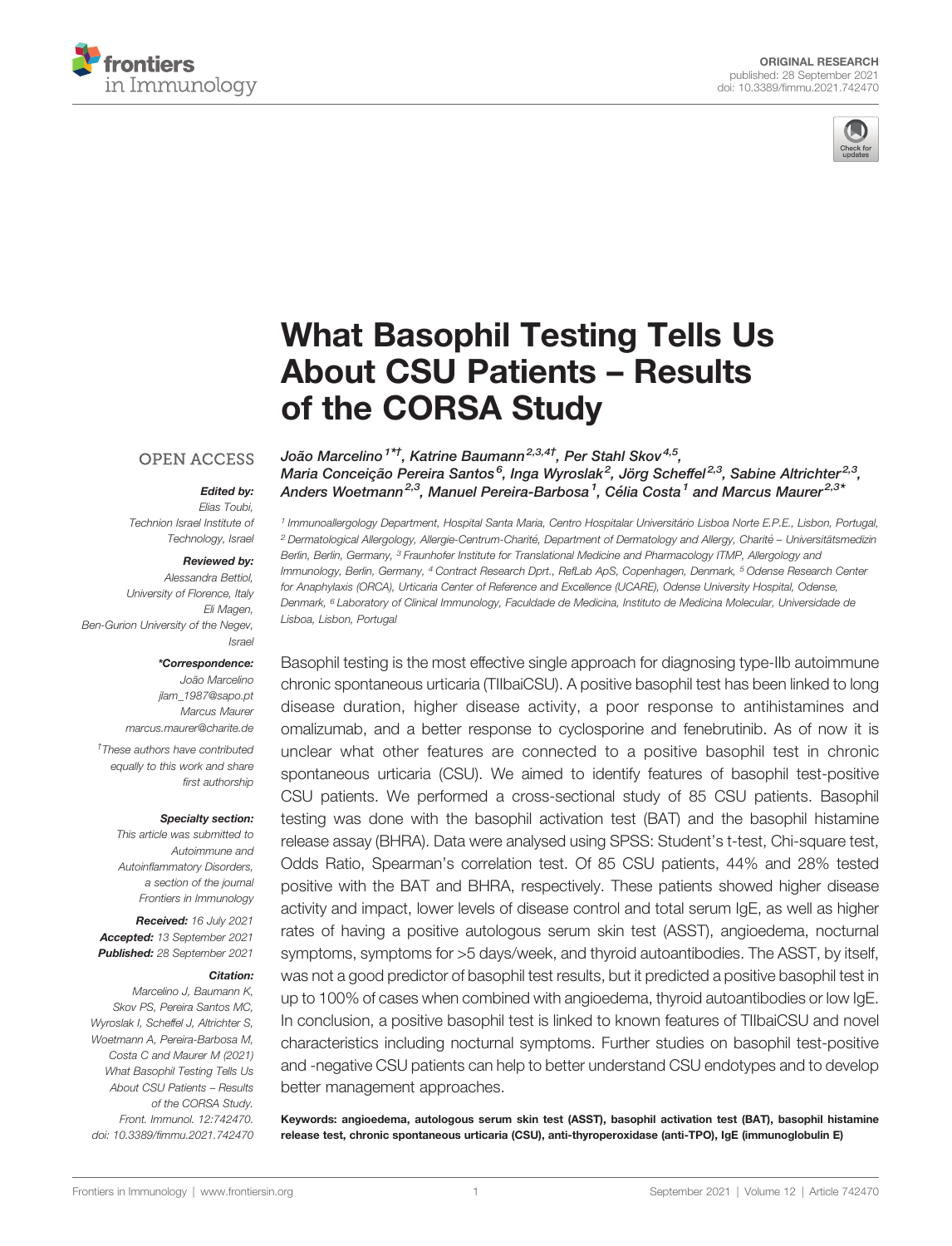ORIGINAL RESEARCH
published: 28 September 2021
doi: 10.3389/fimmu.2021.742470

# What Basophil Testing Tells Us About CSU Patients – Results of the CORSA Study

João Marcelino[1*†], Katrine Baumann[2,3,4†], Per Stahl Skov[4,5], Maria Conceição Pereira Santos[6], Inga Wyroslak[2], Jörg Scheffel[2,3], Sabine Altrichter[2,3], Anders Woetmann[2,3], Manuel Pereira-Barbosa[1], Célia Costa[1] and Marcus Maurer[2,3*]

[1] Immunoallergology Department, Hospital Santa Maria, Centro Hospitalar Universitário Lisboa Norte E.P.E., Lisbon, Portugal, [2] Dermatological Allergology, Allergie-Centrum-Charité, Department of Dermatology and Allergy, Charité – Universitätsmedizin Berlin, Berlin, Germany, [3] Fraunhofer Institute for Translational Medicine and Pharmacology ITMP, Allergology and Immunology, Berlin, Germany, [4] Contract Research Dprt., RefLab ApS, Copenhagen, Denmark, [5] Odense Research Center for Anaphylaxis (ORCA), Urticaria Center of Reference and Excellence (UCARE), Odense University Hospital, Odense, Denmark, [6] Laboratory of Clinical Immunology, Faculdade de Medicina, Instituto de Medicina Molecular, Universidade de Lisboa, Lisbon, Portugal

OPEN ACCESS

**Edited by:**
*Elias Toubi,*
*Technion Israel Institute of Technology, Israel*

**Reviewed by:**
*Alessandra Bettiol,*
*University of Florence, Italy*
*Eli Magen,*
*Ben-Gurion University of the Negev, Israel*

***Correspondence:**
*João Marcelino*
*jlam_1987@sapo.pt*
*Marcus Maurer*
*marcus.maurer@charite.de*

*†These authors have contributed equally to this work and share first authorship*

**Specialty section:**
*This article was submitted to Autoimmune and Autoinflammatory Disorders, a section of the journal Frontiers in Immunology*

**Received:** *16 July 2021*
**Accepted:** *13 September 2021*
**Published:** *28 September 2021*

**Citation:**
*Marcelino J, Baumann K, Skov PS, Pereira Santos MC, Wyroslak I, Scheffel J, Altrichter S, Woetmann A, Pereira-Barbosa M, Costa C and Maurer M (2021) What Basophil Testing Tells Us About CSU Patients – Results of the CORSA Study. Front. Immunol. 12:742470. doi: 10.3389/fimmu.2021.742470*

Basophil testing is the most effective single approach for diagnosing type-IIb autoimmune chronic spontaneous urticaria (TIIbaiCSU). A positive basophil test has been linked to long disease duration, higher disease activity, a poor response to antihistamines and omalizumab, and a better response to cyclosporine and fenebrutinib. As of now it is unclear what other features are connected to a positive basophil test in chronic spontaneous urticaria (CSU). We aimed to identify features of basophil test-positive CSU patients. We performed a cross-sectional study of 85 CSU patients. Basophil testing was done with the basophil activation test (BAT) and the basophil histamine release assay (BHRA). Data were analysed using SPSS: Student's t-test, Chi-square test, Odds Ratio, Spearman's correlation test. Of 85 CSU patients, 44% and 28% tested positive with the BAT and BHRA, respectively. These patients showed higher disease activity and impact, lower levels of disease control and total serum IgE, as well as higher rates of having a positive autologous serum skin test (ASST), angioedema, nocturnal symptoms, symptoms for >5 days/week, and thyroid autoantibodies. The ASST, by itself, was not a good predictor of basophil test results, but it predicted a positive basophil test in up to 100% of cases when combined with angioedema, thyroid autoantibodies or low IgE. In conclusion, a positive basophil test is linked to known features of TIIbaiCSU and novel characteristics including nocturnal symptoms. Further studies on basophil test-positive and -negative CSU patients can help to better understand CSU endotypes and to develop better management approaches.

**Keywords: angioedema, autologous serum skin test (ASST), basophil activation test (BAT), basophil histamine release test, chronic spontaneous urticaria (CSU), anti-thyroperoxidase (anti-TPO), IgE (immunoglobulin E)**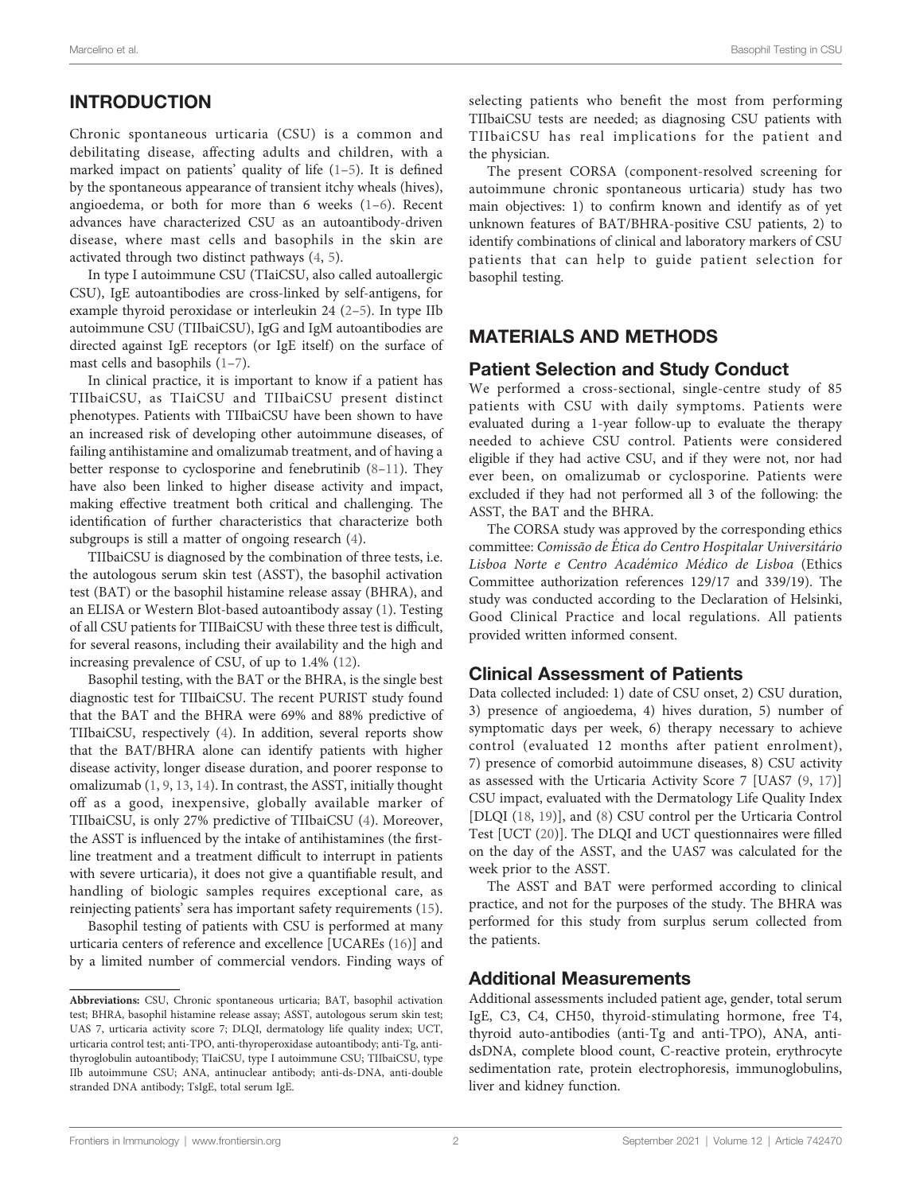## INTRODUCTION

Chronic spontaneous urticaria (CSU) is a common and debilitating disease, affecting adults and children, with a marked impact on patients' quality of life (1–5). It is defined by the spontaneous appearance of transient itchy wheals (hives), angioedema, or both for more than 6 weeks (1–6). Recent advances have characterized CSU as an autoantibody-driven disease, where mast cells and basophils in the skin are activated through two distinct pathways (4, 5).

In type I autoimmune CSU (TIaiCSU, also called autoallergic CSU), IgE autoantibodies are cross-linked by self-antigens, for example thyroid peroxidase or interleukin 24 (2–5). In type IIb autoimmune CSU (TIIbaiCSU), IgG and IgM autoantibodies are directed against IgE receptors (or IgE itself) on the surface of mast cells and basophils (1–7).

In clinical practice, it is important to know if a patient has TIIbaiCSU, as TIaiCSU and TIIbaiCSU present distinct phenotypes. Patients with TIIbaiCSU have been shown to have an increased risk of developing other autoimmune diseases, of failing antihistamine and omalizumab treatment, and of having a better response to cyclosporine and fenebrutinib (8–11). They have also been linked to higher disease activity and impact, making effective treatment both critical and challenging. The identification of further characteristics that characterize both subgroups is still a matter of ongoing research (4).

TIIbaiCSU is diagnosed by the combination of three tests, i.e. the autologous serum skin test (ASST), the basophil activation test (BAT) or the basophil histamine release assay (BHRA), and an ELISA or Western Blot-based autoantibody assay (1). Testing of all CSU patients for TIIBaiCSU with these three test is difficult, for several reasons, including their availability and the high and increasing prevalence of CSU, of up to 1.4% (12).

Basophil testing, with the BAT or the BHRA, is the single best diagnostic test for TIIbaiCSU. The recent PURIST study found that the BAT and the BHRA were 69% and 88% predictive of TIIbaiCSU, respectively (4). In addition, several reports show that the BAT/BHRA alone can identify patients with higher disease activity, longer disease duration, and poorer response to omalizumab (1, 9, 13, 14). In contrast, the ASST, initially thought off as a good, inexpensive, globally available marker of TIIbaiCSU, is only 27% predictive of TIIbaiCSU (4). Moreover, the ASST is influenced by the intake of antihistamines (the first-line treatment and a treatment difficult to interrupt in patients with severe urticaria), it does not give a quantifiable result, and handling of biologic samples requires exceptional care, as reinjecting patients' sera has important safety requirements (15).

Basophil testing of patients with CSU is performed at many urticaria centers of reference and excellence [UCAREs (16)] and by a limited number of commercial vendors. Finding ways of selecting patients who benefit the most from performing TIIbaiCSU tests are needed; as diagnosing CSU patients with TIIbaiCSU has real implications for the patient and the physician.

The present CORSA (component-resolved screening for autoimmune chronic spontaneous urticaria) study has two main objectives: 1) to confirm known and identify as of yet unknown features of BAT/BHRA-positive CSU patients, 2) to identify combinations of clinical and laboratory markers of CSU patients that can help to guide patient selection for basophil testing.

## MATERIALS AND METHODS

### Patient Selection and Study Conduct

We performed a cross-sectional, single-centre study of 85 patients with CSU with daily symptoms. Patients were evaluated during a 1-year follow-up to evaluate the therapy needed to achieve CSU control. Patients were considered eligible if they had active CSU, and if they were not, nor had ever been, on omalizumab or cyclosporine. Patients were excluded if they had not performed all 3 of the following: the ASST, the BAT and the BHRA.

The CORSA study was approved by the corresponding ethics committee: *Comissão de Ética do Centro Hospitalar Universitário Lisboa Norte e Centro Académico Médico de Lisboa* (Ethics Committee authorization references 129/17 and 339/19). The study was conducted according to the Declaration of Helsinki, Good Clinical Practice and local regulations. All patients provided written informed consent.

### Clinical Assessment of Patients

Data collected included: 1) date of CSU onset, 2) CSU duration, 3) presence of angioedema, 4) hives duration, 5) number of symptomatic days per week, 6) therapy necessary to achieve control (evaluated 12 months after patient enrolment), 7) presence of comorbid autoimmune diseases, 8) CSU activity as assessed with the Urticaria Activity Score 7 [UAS7 (9, 17)] CSU impact, evaluated with the Dermatology Life Quality Index [DLQI (18, 19)], and (8) CSU control per the Urticaria Control Test [UCT (20)]. The DLQI and UCT questionnaires were filled on the day of the ASST, and the UAS7 was calculated for the week prior to the ASST.

The ASST and BAT were performed according to clinical practice, and not for the purposes of the study. The BHRA was performed for this study from surplus serum collected from the patients.

### Additional Measurements

Additional assessments included patient age, gender, total serum IgE, C3, C4, CH50, thyroid-stimulating hormone, free T4, thyroid auto-antibodies (anti-Tg and anti-TPO), ANA, anti-dsDNA, complete blood count, C-reactive protein, erythrocyte sedimentation rate, protein electrophoresis, immunoglobulins, liver and kidney function.

**Abbreviations:** CSU, Chronic spontaneous urticaria; BAT, basophil activation test; BHRA, basophil histamine release assay; ASST, autologous serum skin test; UAS 7, urticaria activity score 7; DLQI, dermatology life quality index; UCT, urticaria control test; anti-TPO, anti-thyroperoxidase autoantibody; anti-Tg, anti-thyroglobulin autoantibody; TIaiCSU, type I autoimmune CSU; TIIbaiCSU, type IIb autoimmune CSU; ANA, antinuclear antibody; anti-ds-DNA, anti-double stranded DNA antibody; TsIgE, total serum IgE.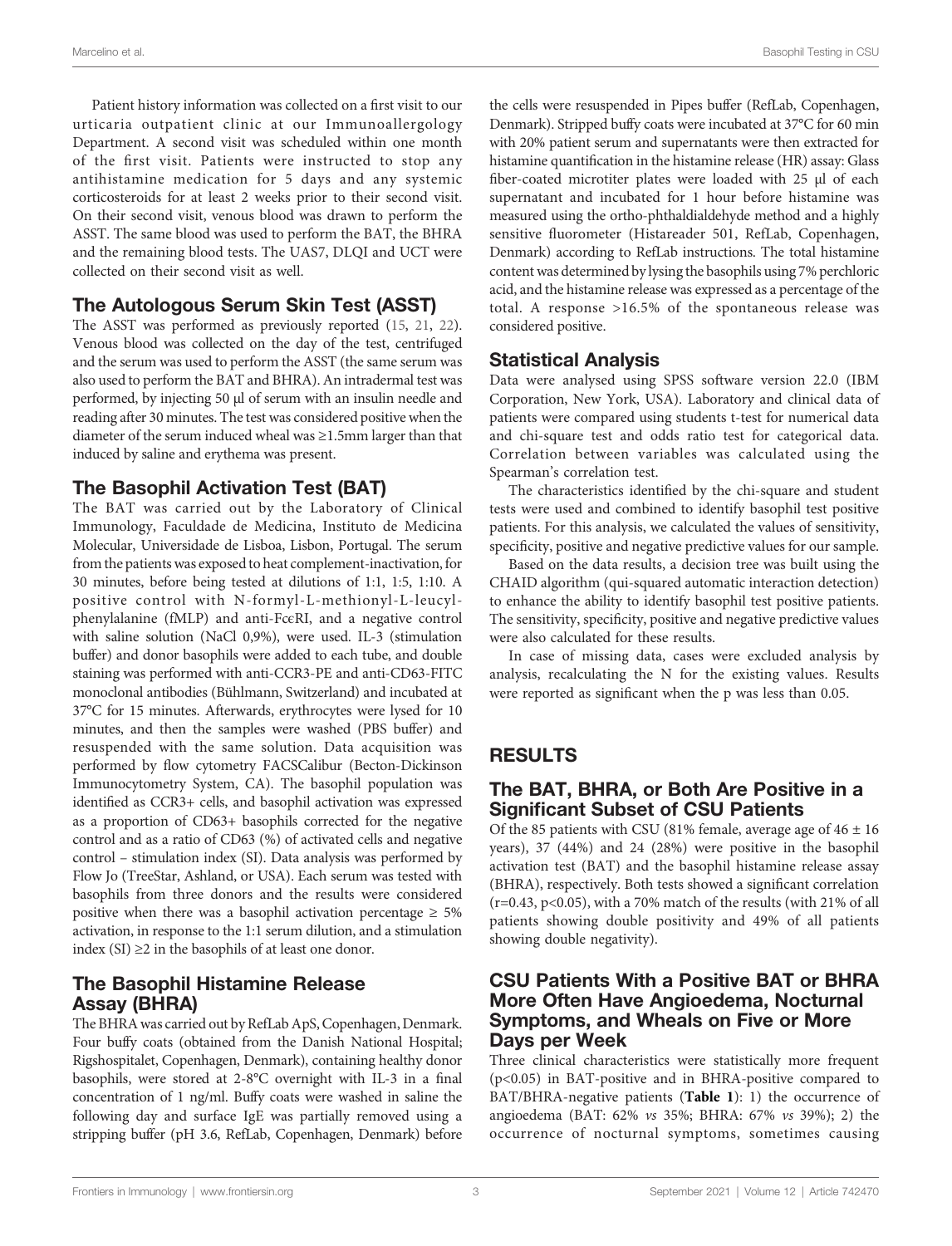Patient history information was collected on a first visit to our urticaria outpatient clinic at our Immunoallergology Department. A second visit was scheduled within one month of the first visit. Patients were instructed to stop any antihistamine medication for 5 days and any systemic corticosteroids for at least 2 weeks prior to their second visit. On their second visit, venous blood was drawn to perform the ASST. The same blood was used to perform the BAT, the BHRA and the remaining blood tests. The UAS7, DLQI and UCT were collected on their second visit as well.

## The Autologous Serum Skin Test (ASST)

The ASST was performed as previously reported (15, 21, 22). Venous blood was collected on the day of the test, centrifuged and the serum was used to perform the ASST (the same serum was also used to perform the BAT and BHRA). An intradermal test was performed, by injecting 50 µl of serum with an insulin needle and reading after 30 minutes. The test was considered positive when the diameter of the serum induced wheal was ≥1.5mm larger than that induced by saline and erythema was present.

## The Basophil Activation Test (BAT)

The BAT was carried out by the Laboratory of Clinical Immunology, Faculdade de Medicina, Instituto de Medicina Molecular, Universidade de Lisboa, Lisbon, Portugal. The serum from the patients was exposed to heat complement-inactivation, for 30 minutes, before being tested at dilutions of 1:1, 1:5, 1:10. A positive control with N-formyl-L-methionyl-L-leucyl-phenylalanine (fMLP) and anti-FcεRI, and a negative control with saline solution (NaCl 0,9%), were used. IL-3 (stimulation buffer) and donor basophils were added to each tube, and double staining was performed with anti-CCR3-PE and anti-CD63-FITC monoclonal antibodies (Bühlmann, Switzerland) and incubated at 37°C for 15 minutes. Afterwards, erythrocytes were lysed for 10 minutes, and then the samples were washed (PBS buffer) and resuspended with the same solution. Data acquisition was performed by flow cytometry FACSCalibur (Becton-Dickinson Immunocytometry System, CA). The basophil population was identified as CCR3+ cells, and basophil activation was expressed as a proportion of CD63+ basophils corrected for the negative control and as a ratio of CD63 (%) of activated cells and negative control – stimulation index (SI). Data analysis was performed by Flow Jo (TreeStar, Ashland, or USA). Each serum was tested with basophils from three donors and the results were considered positive when there was a basophil activation percentage ≥ 5% activation, in response to the 1:1 serum dilution, and a stimulation index (SI) ≥2 in the basophils of at least one donor.

## The Basophil Histamine Release Assay (BHRA)

The BHRA was carried out by RefLab ApS, Copenhagen, Denmark. Four buffy coats (obtained from the Danish National Hospital; Rigshospitalet, Copenhagen, Denmark), containing healthy donor basophils, were stored at 2-8°C overnight with IL-3 in a final concentration of 1 ng/ml. Buffy coats were washed in saline the following day and surface IgE was partially removed using a stripping buffer (pH 3.6, RefLab, Copenhagen, Denmark) before the cells were resuspended in Pipes buffer (RefLab, Copenhagen, Denmark). Stripped buffy coats were incubated at 37°C for 60 min with 20% patient serum and supernatants were then extracted for histamine quantification in the histamine release (HR) assay: Glass fiber-coated microtiter plates were loaded with 25 µl of each supernatant and incubated for 1 hour before histamine was measured using the ortho-phthaldialdehyde method and a highly sensitive fluorometer (Histareader 501, RefLab, Copenhagen, Denmark) according to RefLab instructions. The total histamine content was determined by lysing the basophils using 7% perchloric acid, and the histamine release was expressed as a percentage of the total. A response >16.5% of the spontaneous release was considered positive.

## Statistical Analysis

Data were analysed using SPSS software version 22.0 (IBM Corporation, New York, USA). Laboratory and clinical data of patients were compared using students t-test for numerical data and chi-square test and odds ratio test for categorical data. Correlation between variables was calculated using the Spearman's correlation test.

The characteristics identified by the chi-square and student tests were used and combined to identify basophil test positive patients. For this analysis, we calculated the values of sensitivity, specificity, positive and negative predictive values for our sample.

Based on the data results, a decision tree was built using the CHAID algorithm (qui-squared automatic interaction detection) to enhance the ability to identify basophil test positive patients. The sensitivity, specificity, positive and negative predictive values were also calculated for these results.

In case of missing data, cases were excluded analysis by analysis, recalculating the N for the existing values. Results were reported as significant when the p was less than 0.05.

# RESULTS

## The BAT, BHRA, or Both Are Positive in a Significant Subset of CSU Patients

Of the 85 patients with CSU (81% female, average age of 46 ± 16 years), 37 (44%) and 24 (28%) were positive in the basophil activation test (BAT) and the basophil histamine release assay (BHRA), respectively. Both tests showed a significant correlation ($r=0.43$, $p<0.05$), with a 70% match of the results (with 21% of all patients showing double positivity and 49% of all patients showing double negativity).

## CSU Patients With a Positive BAT or BHRA More Often Have Angioedema, Nocturnal Symptoms, and Wheals on Five or More Days per Week

Three clinical characteristics were statistically more frequent ($p<0.05$) in BAT-positive and in BHRA-positive compared to BAT/BHRA-negative patients (**Table 1**): 1) the occurrence of angioedema (BAT: 62% *vs* 35%; BHRA: 67% *vs* 39%); 2) the occurrence of nocturnal symptoms, sometimes causing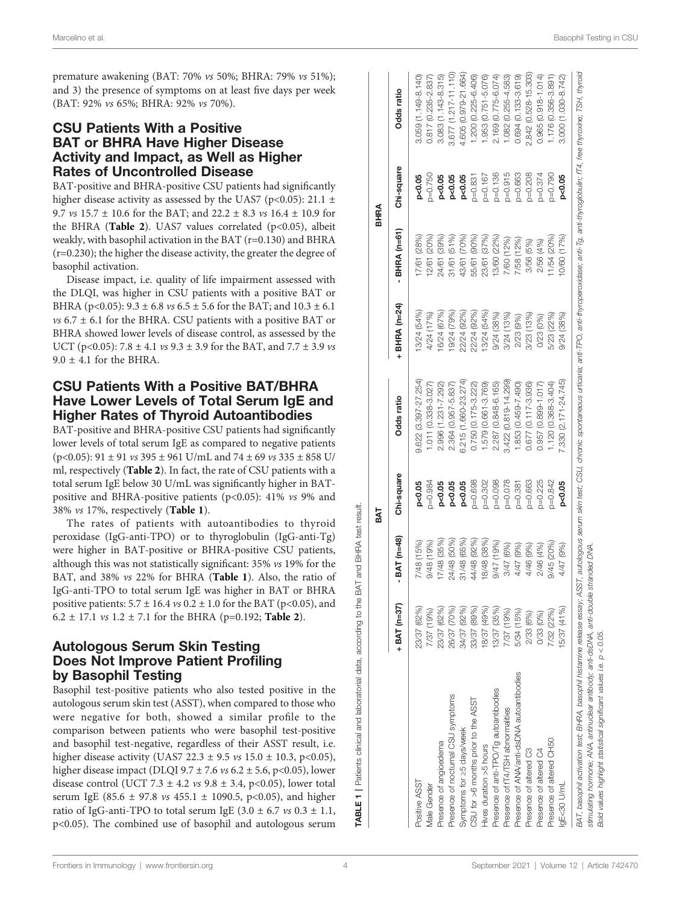premature awakening (BAT: 70% *vs* 50%; BHRA: 79% *vs* 51%); and 3) the presence of symptoms on at least five days per week (BAT: 92% *vs* 65%; BHRA: 92% *vs* 70%).

## CSU Patients With a Positive BAT or BHRA Have Higher Disease Activity and Impact, as Well as Higher Rates of Uncontrolled Disease

BAT-positive and BHRA-positive CSU patients had significantly higher disease activity as assessed by the UAS7 ($p<0.05$): 21.1 ± 9.7 *vs* 15.7 ± 10.6 for the BAT; and 22.2 ± 8.3 *vs* 16.4 ± 10.9 for the BHRA (**Table 2**). UAS7 values correlated ($p<0.05$), albeit weakly, with basophil activation in the BAT ($r=0.130$) and BHRA ($r=0.230$); the higher the disease activity, the greater the degree of basophil activation.

Disease impact, i.e. quality of life impairment assessed with the DLQI, was higher in CSU patients with a positive BAT or BHRA ($p<0.05$): 9.3 ± 6.8 *vs* 6.5 ± 5.6 for the BAT; and 10.3 ± 6.1 *vs* 6.7 ± 6.1 for the BHRA. CSU patients with a positive BAT or BHRA showed lower levels of disease control, as assessed by the UCT ($p<0.05$): 7.8 ± 4.1 *vs* 9.3 ± 3.9 for the BAT, and 7.7 ± 3.9 *vs* 9.0 ± 4.1 for the BHRA.

## CSU Patients With a Positive BAT/BHRA Have Lower Levels of Total Serum IgE and Higher Rates of Thyroid Autoantibodies

BAT-positive and BHRA-positive CSU patients had significantly lower levels of total serum IgE as compared to negative patients ($p<0.05$): 91 ± 91 *vs* 395 ± 961 U/mL and 74 ± 69 *vs* 335 ± 858 U/ml, respectively (**Table 2**). In fact, the rate of CSU patients with a total serum IgE below 30 U/mL was significantly higher in BAT-positive and BHRA-positive patients ($p<0.05$): 41% *vs* 9% and 38% *vs* 17%, respectively (**Table 1**).

The rates of patients with autoantibodies to thyroid peroxidase (IgG-anti-TPO) or to thyroglobulin (IgG-anti-Tg) were higher in BAT-positive or BHRA-positive CSU patients, although this was not statistically significant: 35% *vs* 19% for the BAT, and 38% *vs* 22% for BHRA (**Table 1**). Also, the ratio of IgG-anti-TPO to total serum IgE was higher in BAT or BHRA positive patients: 5.7 ± 16.4 *vs* 0.2 ± 1.0 for the BAT ($p<0.05$), and 6.2 ± 17.1 *vs* 1.2 ± 7.1 for the BHRA ($p=0.192$; **Table 2**).

## Autologous Serum Skin Testing Does Not Improve Patient Profiling by Basophil Testing

Basophil test-positive patients who also tested positive in the autologous serum skin test (ASST), when compared to those who were negative for both, showed a similar profile to the comparison between patients who were basophil test-positive and basophil test-negative, regardless of their ASST result, i.e. higher disease activity (UAS7 22.3 ± 9.5 *vs* 15.0 ± 10.3, $p<0.05$), higher disease impact (DLQI 9.7 ± 7.6 *vs* 6.2 ± 5.6, $p<0.05$), lower disease control (UCT 7.3 ± 4.2 *vs* 9.8 ± 3.4, $p<0.05$), lower total serum IgE (85.6 ± 97.8 *vs* 455.1 ± 1090.5, $p<0.05$), and higher ratio of IgG-anti-TPO to total serum IgE (3.0 ± 6.7 *vs* 0.3 ± 1.1, $p<0.05$). The combined use of basophil and autologous serum

**TABLE 1** | Patients clinical and laboratorial data, according to the BAT and BHRA test result.

| | BAT | | | | BHRA | | | |
|---|---|---|---|---|---|---|---|---|
| | + BAT (n=37) | - BAT (n=48) | Chi-square | Odds ratio | + BHRA (n=24) | - BHRA (n=61) | Chi-square | Odds ratio |
| Positive ASST | 23/37 (62%) | 7/48 (15%) | **p<0.05** | 9.622 (3.397-27.254) | 13/24 (54%) | 17/61 (28%) | **p<0.05** | 3.059 (1.149-8.140) |
| Male Gender | 7/37 (19%) | 9/48 (19%) | p=0.984 | 1.011 (0.338-3.027) | 4/24 (17%) | 12/61 (20%) | p=0.750 | 0.817 (0.235-2.837) |
| Presence of angioedema | 23/37 (62%) | 17/48 (35%) | **p<0.05** | 2.996 (1.231-7.292) | 16/24 (67%) | 24/61 (39%) | **p<0.05** | 3.083 (1.143-8.315) |
| Presence of nocturnal CSU symptoms | 26/37 (70%) | 24/48 (50%) | **p<0.05** | 2.364 (0.957-5.837) | 19/24 (79%) | 31/61 (51%) | **p<0.05** | 3.677 (1.217-11.110) |
| Symptoms for ≥5 days/week | 34/37 (92%) | 31/48 (65%) | **p<0.05** | 6.215 (1.660-23.274) | 22/24 (92%) | 43/61 (70%) | **p<0.05** | 4.605 (0.979-21.664) |
| CSU for >6 months prior to the ASST | 33/37 (89%) | 44/48 (92%) | p=0.698 | 0.750 (0.175-3.222) | 22/24 (92%) | 55/61 (90%) | p=0.831 | 1.200 (0.225-6.406) |
| Hives duration >5 hours | 18/37 (49%) | 18/48 (38%) | p=0.302 | 1.579 (0.661-3.769) | 13/24 (54%) | 23/61 (37%) | p=0.167 | 1.953 (0.751-5.076) |
| Presence of anti-TPO/Tg autoantibodies | 13/37 (35%) | 9/47 (19%) | p=0.098 | 2.287 (0.848-6.165) | 9/24 (38%) | 13/60 (22%) | p=0.136 | 2.169 (0.775-6.074) |
| Presence of fT4/TSH abnormalities | 7/37 (19%) | 3/47 (6%) | p=0.078 | 3.422 (0.819-14.299) | 3/24 (13%) | 7/60 (12%) | p=0.915 | 1.082 (0.255-4.583) |
| Presence of ANA/anti-dsDNA autoantibodies | 5/34 (15%) | 4/47 (9%) | p=0.381 | 1.853 (0.459-7.490) | 2/23 (9%) | 7/58 (12%) | p=0.663 | 0.694 (0.133-3.619) |
| Presence of altered C3 | 2/33 (6%) | 4/46 (9%) | p=0.663 | 0.677 (0.117-3.936) | 3/23 (13%) | 3/56 (5%) | p=0.208 | 2.842 (0.528-15.303) |
| Presence of altered C4 | 0/33 (0%) | 2/46 (4%) | p=0.225 | 0.957 (0.899-1.017) | 0/23 (0%) | 2/56 (4%) | p=0.374 | 0.965 (0.918-1.014) |
| Presence of altered CH50 | 7/32 (22%) | 9/45 (20%) | p=0.842 | 1.120 (0.368-3.404) | 5/23 (22%) | 11/54 (20%) | p=0.790 | 1.176 (0.356-3.891) |
| IgE<30 U/mL | 15/37 (41%) | 4/47 (9%) | **p<0.05** | 7.330 (2.171-24.745) | 9/24 (38%) | 10/60 (17%) | **p<0.05** | 3.000 (1.030-8.742) |

BAT, basophil activation test; BHRA, basophil histamine release essay; ASST, autologous serum skin test; CSU, chronic spontaneous urticaria; anti-TPO, anti-thyroperoxidase; anti-Tg, anti-thyroglobulin; fT4, free thyroxine; TSH, thyroid stimulating hormone; ANA, antinuclear antibody; anti-dsDNA, anti-double stranded DNA.

Bold values highlight statistical significant values i.e. $p < 0.05$.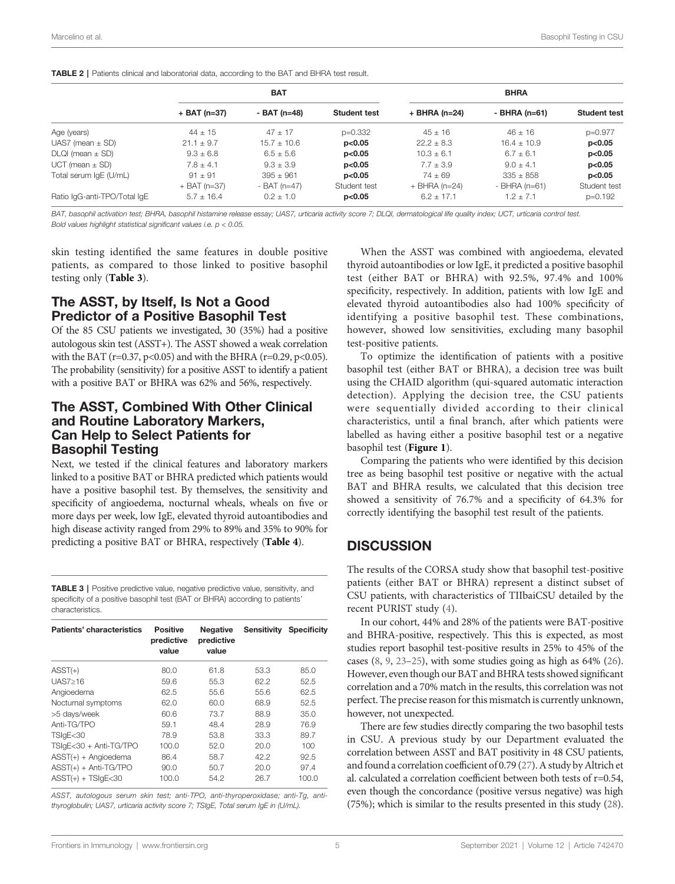**TABLE 2** | Patients clinical and laboratorial data, according to the BAT and BHRA test result.

| | BAT | | | BHRA | | |
|---|---|---|---|---|---|---|
| | + BAT (n=37) | - BAT (n=48) | Student test | + BHRA (n=24) | - BHRA (n=61) | Student test |
| Age (years) | 44 ± 15 | 47 ± 17 | p=0.332 | 45 ± 16 | 46 ± 16 | p=0.977 |
| UAS7 (mean ± SD) | 21.1 ± 9.7 | 15.7 ± 10.6 | **p<0.05** | 22.2 ± 8.3 | 16.4 ± 10.9 | **p<0.05** |
| DLQI (mean ± SD) | 9.3 ± 6.8 | 6.5 ± 5.6 | **p<0.05** | 10.3 ± 6.1 | 6.7 ± 6.1 | **p<0.05** |
| UCT (mean ± SD) | 7.8 ± 4.1 | 9.3 ± 3.9 | **p<0.05** | 7.7 ± 3.9 | 9.0 ± 4.1 | **p<0.05** |
| Total serum IgE (U/mL) | 91 ± 91 | 395 ± 961 | **p<0.05** | 74 ± 69 | 335 ± 858 | **p<0.05** |
| | + BAT (n=37) | - BAT (n=47) | Student test | + BHRA (n=24) | - BHRA (n=61) | Student test |
| Ratio IgG-anti-TPO/Total IgE | 5.7 ± 16.4 | 0.2 ± 1.0 | **p<0.05** | 6.2 ± 17.1 | 1.2 ± 7.1 | p=0.192 |

*BAT, basophil activation test; BHRA, basophil histamine release essay; UAS7, urticaria activity score 7; DLQI, dermatological life quality index; UCT, urticaria control test.*
*Bold values highlight statistical significant values i.e. p < 0.05.*

skin testing identified the same features in double positive patients, as compared to those linked to positive basophil testing only (**Table 3**).

## The ASST, by Itself, Is Not a Good Predictor of a Positive Basophil Test

Of the 85 CSU patients we investigated, 30 (35%) had a positive autologous skin test (ASST+). The ASST showed a weak correlation with the BAT ($r=0.37$, $p<0.05$) and with the BHRA ($r=0.29$, $p<0.05$). The probability (sensitivity) for a positive ASST to identify a patient with a positive BAT or BHRA was 62% and 56%, respectively.

## The ASST, Combined With Other Clinical and Routine Laboratory Markers, Can Help to Select Patients for Basophil Testing

Next, we tested if the clinical features and laboratory markers linked to a positive BAT or BHRA predicted which patients would have a positive basophil test. By themselves, the sensitivity and specificity of angioedema, nocturnal wheals, wheals on five or more days per week, low IgE, elevated thyroid autoantibodies and high disease activity ranged from 29% to 89% and 35% to 90% for predicting a positive BAT or BHRA, respectively (**Table 4**).

**TABLE 3** | Positive predictive value, negative predictive value, sensitivity, and specificity of a positive basophil test (BAT or BHRA) according to patients' characteristics.

| Patients' characteristics | Positive predictive value | Negative predictive value | Sensitivity | Specificity |
|---|---|---|---|---|
| ASST(+) | 80.0 | 61.8 | 53.3 | 85.0 |
| UAS7≥16 | 59.6 | 55.3 | 62.2 | 52.5 |
| Angioedema | 62.5 | 55.6 | 55.6 | 62.5 |
| Nocturnal symptoms | 62.0 | 60.0 | 68.9 | 52.5 |
| >5 days/week | 60.6 | 73.7 | 88.9 | 35.0 |
| Anti-TG/TPO | 59.1 | 48.4 | 28.9 | 76.9 |
| TSIgE<30 | 78.9 | 53.8 | 33.3 | 89.7 |
| TSIgE<30 + Anti-TG/TPO | 100.0 | 52.0 | 20.0 | 100 |
| ASST(+) + Angioedema | 86.4 | 58.7 | 42.2 | 92.5 |
| ASST(+) + Anti-TG/TPO | 90.0 | 50.7 | 20.0 | 97.4 |
| ASST(+) + TSIgE<30 | 100.0 | 54.2 | 26.7 | 100.0 |

*ASST, autologous serum skin test; anti-TPO, anti-thyroperoxidase; anti-Tg, anti-thyroglobulin; UAS7, urticaria activity score 7; TSIgE, Total serum IgE in (U/mL).*

When the ASST was combined with angioedema, elevated thyroid autoantibodies or low IgE, it predicted a positive basophil test (either BAT or BHRA) with 92.5%, 97.4% and 100% specificity, respectively. In addition, patients with low IgE and elevated thyroid autoantibodies also had 100% specificity of identifying a positive basophil test. These combinations, however, showed low sensitivities, excluding many basophil test-positive patients.

To optimize the identification of patients with a positive basophil test (either BAT or BHRA), a decision tree was built using the CHAID algorithm (qui-squared automatic interaction detection). Applying the decision tree, the CSU patients were sequentially divided according to their clinical characteristics, until a final branch, after which patients were labelled as having either a positive basophil test or a negative basophil test (**Figure 1**).

Comparing the patients who were identified by this decision tree as being basophil test positive or negative with the actual BAT and BHRA results, we calculated that this decision tree showed a sensitivity of 76.7% and a specificity of 64.3% for correctly identifying the basophil test result of the patients.

# DISCUSSION

The results of the CORSA study show that basophil test-positive patients (either BAT or BHRA) represent a distinct subset of CSU patients, with characteristics of TIIbaiCSU detailed by the recent PURIST study (4).

In our cohort, 44% and 28% of the patients were BAT-positive and BHRA-positive, respectively. This this is expected, as most studies report basophil test-positive results in 25% to 45% of the cases (8, 9, 23–25), with some studies going as high as 64% (26). However, even though our BAT and BHRA tests showed significant correlation and a 70% match in the results, this correlation was not perfect. The precise reason for this mismatch is currently unknown, however, not unexpected.

There are few studies directly comparing the two basophil tests in CSU. A previous study by our Department evaluated the correlation between ASST and BAT positivity in 48 CSU patients, and found a correlation coefficient of 0.79 (27). A study by Altrich et al. calculated a correlation coefficient between both tests of $r=0.54$, even though the concordance (positive versus negative) was high (75%); which is similar to the results presented in this study (28).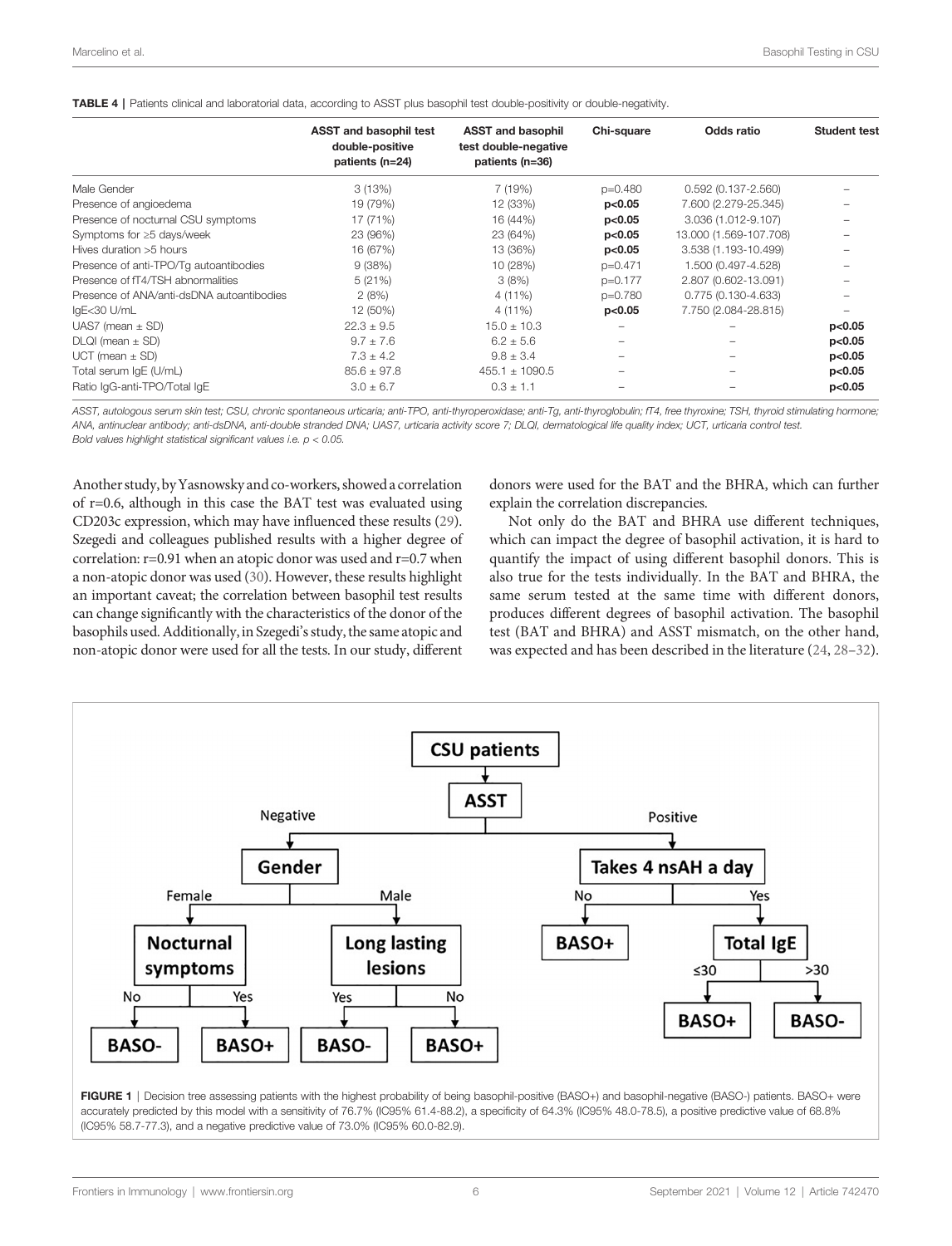**TABLE 4** | Patients clinical and laboratorial data, according to ASST plus basophil test double-positivity or double-negativity.

| | ASST and basophil test double-positive patients (n=24) | ASST and basophil test double-negative patients (n=36) | Chi-square | Odds ratio | Student test |
|---|---|---|---|---|---|
| Male Gender | 3 (13%) | 7 (19%) | p=0.480 | 0.592 (0.137-2.560) | – |
| Presence of angioedema | 19 (79%) | 12 (33%) | **p<0.05** | 7.600 (2.279-25.345) | – |
| Presence of nocturnal CSU symptoms | 17 (71%) | 16 (44%) | **p<0.05** | 3.036 (1.012-9.107) | – |
| Symptoms for ≥5 days/week | 23 (96%) | 23 (64%) | **p<0.05** | 13.000 (1.569-107.708) | – |
| Hives duration >5 hours | 16 (67%) | 13 (36%) | **p<0.05** | 3.538 (1.193-10.499) | – |
| Presence of anti-TPO/Tg autoantibodies | 9 (38%) | 10 (28%) | p=0.471 | 1.500 (0.497-4.528) | – |
| Presence of fT4/TSH abnormalities | 5 (21%) | 3 (8%) | p=0.177 | 2.807 (0.602-13.091) | – |
| Presence of ANA/anti-dsDNA autoantibodies | 2 (8%) | 4 (11%) | p=0.780 | 0.775 (0.130-4.633) | – |
| IgE<30 U/mL | 12 (50%) | 4 (11%) | **p<0.05** | 7.750 (2.084-28.815) | – |
| UAS7 (mean ± SD) | 22.3 ± 9.5 | 15.0 ± 10.3 | – | – | **p<0.05** |
| DLQI (mean ± SD) | 9.7 ± 7.6 | 6.2 ± 5.6 | – | – | **p<0.05** |
| UCT (mean ± SD) | 7.3 ± 4.2 | 9.8 ± 3.4 | – | – | **p<0.05** |
| Total serum IgE (U/mL) | 85.6 ± 97.8 | 455.1 ± 1090.5 | – | – | **p<0.05** |
| Ratio IgG-anti-TPO/Total IgE | 3.0 ± 6.7 | 0.3 ± 1.1 | – | – | **p<0.05** |

*ASST, autologous serum skin test; CSU, chronic spontaneous urticaria; anti-TPO, anti-thyroperoxidase; anti-Tg, anti-thyroglobulin; fT4, free thyroxine; TSH, thyroid stimulating hormone; ANA, antinuclear antibody; anti-dsDNA, anti-double stranded DNA; UAS7, urticaria activity score 7; DLQI, dermatological life quality index; UCT, urticaria control test.*
*Bold values highlight statistical significant values i.e. p < 0.05.*

Another study, by Yasnowsky and co-workers, showed a correlation of r=0.6, although in this case the BAT test was evaluated using CD203c expression, which may have influenced these results (29). Szegedi and colleagues published results with a higher degree of correlation: r=0.91 when an atopic donor was used and r=0.7 when a non-atopic donor was used (30). However, these results highlight an important caveat; the correlation between basophil test results can change significantly with the characteristics of the donor of the basophils used. Additionally, in Szegedi's study, the same atopic and non-atopic donor were used for all the tests. In our study, different donors were used for the BAT and the BHRA, which can further explain the correlation discrepancies.

Not only do the BAT and BHRA use different techniques, which can impact the degree of basophil activation, it is hard to quantify the impact of using different basophil donors. This is also true for the tests individually. In the BAT and BHRA, the same serum tested at the same time with different donors, produces different degrees of basophil activation. The basophil test (BAT and BHRA) and ASST mismatch, on the other hand, was expected and has been described in the literature (24, 28–32).

CSU patients → ASST
- Negative → Gender
  - Female → Nocturnal symptoms: No → BASO-; Yes → BASO+
  - Male → Long lasting lesions: Yes → BASO-; No → BASO+
- Positive → Takes 4 nsAH a day
  - No → BASO+
  - Yes → Total IgE: ≤30 → BASO+; >30 → BASO-

**FIGURE 1** | Decision tree assessing patients with the highest probability of being basophil-positive (BASO+) and basophil-negative (BASO-) patients. BASO+ were accurately predicted by this model with a sensitivity of 76.7% (IC95% 61.4-88.2), a specificity of 64.3% (IC95% 48.0-78.5), a positive predictive value of 68.8% (IC95% 58.7-77.3), and a negative predictive value of 73.0% (IC95% 60.0-82.9).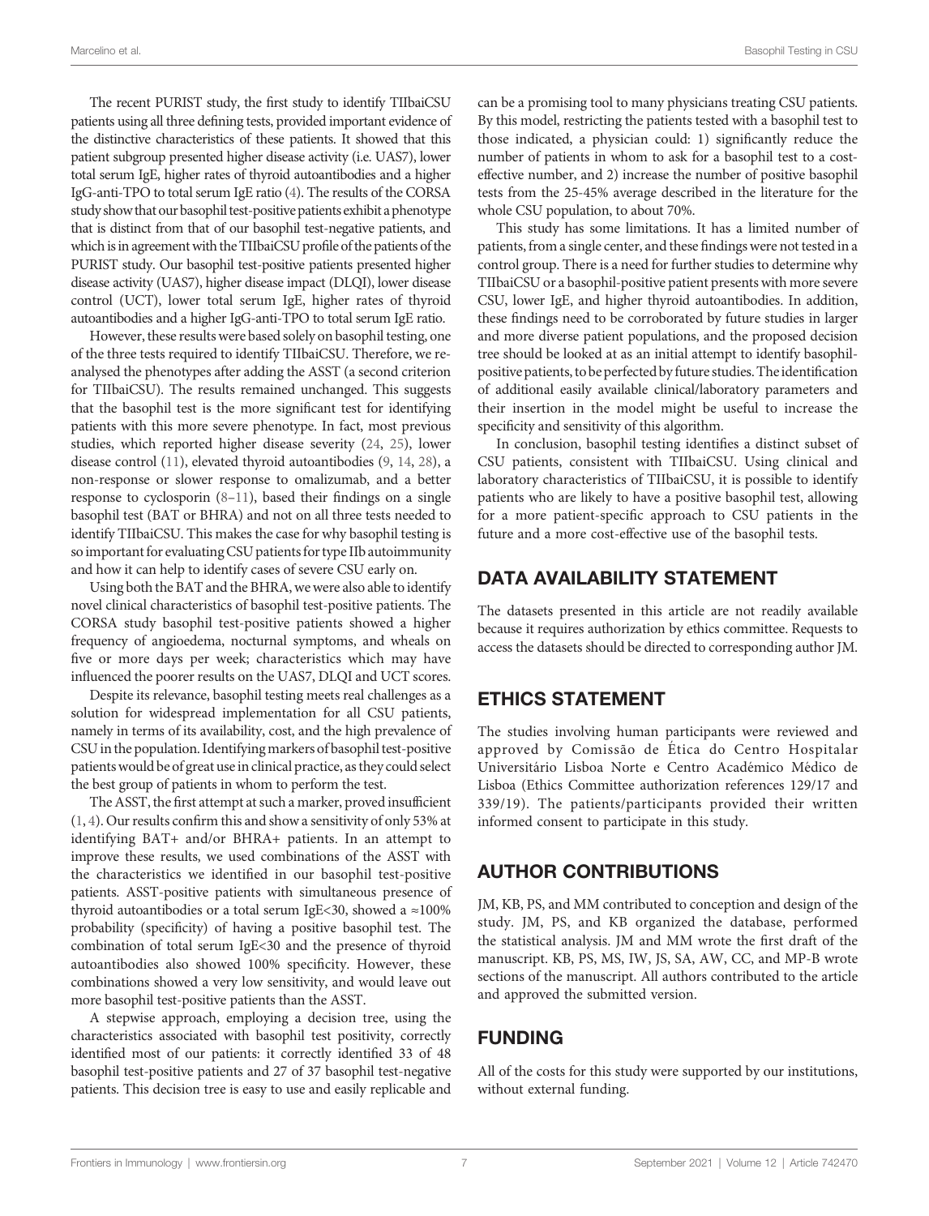The recent PURIST study, the first study to identify TIIbaiCSU patients using all three defining tests, provided important evidence of the distinctive characteristics of these patients. It showed that this patient subgroup presented higher disease activity (i.e. UAS7), lower total serum IgE, higher rates of thyroid autoantibodies and a higher IgG-anti-TPO to total serum IgE ratio (4). The results of the CORSA study show that our basophil test-positive patients exhibit a phenotype that is distinct from that of our basophil test-negative patients, and which is in agreement with the TIIbaiCSU profile of the patients of the PURIST study. Our basophil test-positive patients presented higher disease activity (UAS7), higher disease impact (DLQI), lower disease control (UCT), lower total serum IgE, higher rates of thyroid autoantibodies and a higher IgG-anti-TPO to total serum IgE ratio.

However, these results were based solely on basophil testing, one of the three tests required to identify TIIbaiCSU. Therefore, we re-analysed the phenotypes after adding the ASST (a second criterion for TIIbaiCSU). The results remained unchanged. This suggests that the basophil test is the more significant test for identifying patients with this more severe phenotype. In fact, most previous studies, which reported higher disease severity (24, 25), lower disease control (11), elevated thyroid autoantibodies (9, 14, 28), a non-response or slower response to omalizumab, and a better response to cyclosporin (8–11), based their findings on a single basophil test (BAT or BHRA) and not on all three tests needed to identify TIIbaiCSU. This makes the case for why basophil testing is so important for evaluating CSU patients for type IIb autoimmunity and how it can help to identify cases of severe CSU early on.

Using both the BAT and the BHRA, we were also able to identify novel clinical characteristics of basophil test-positive patients. The CORSA study basophil test-positive patients showed a higher frequency of angioedema, nocturnal symptoms, and wheals on five or more days per week; characteristics which may have influenced the poorer results on the UAS7, DLQI and UCT scores.

Despite its relevance, basophil testing meets real challenges as a solution for widespread implementation for all CSU patients, namely in terms of its availability, cost, and the high prevalence of CSU in the population. Identifying markers of basophil test-positive patients would be of great use in clinical practice, as they could select the best group of patients in whom to perform the test.

The ASST, the first attempt at such a marker, proved insufficient (1, 4). Our results confirm this and show a sensitivity of only 53% at identifying BAT+ and/or BHRA+ patients. In an attempt to improve these results, we used combinations of the ASST with the characteristics we identified in our basophil test-positive patients. ASST-positive patients with simultaneous presence of thyroid autoantibodies or a total serum IgE<30, showed a ≈100% probability (specificity) of having a positive basophil test. The combination of total serum IgE<30 and the presence of thyroid autoantibodies also showed 100% specificity. However, these combinations showed a very low sensitivity, and would leave out more basophil test-positive patients than the ASST.

A stepwise approach, employing a decision tree, using the characteristics associated with basophil test positivity, correctly identified most of our patients: it correctly identified 33 of 48 basophil test-positive patients and 27 of 37 basophil test-negative patients. This decision tree is easy to use and easily replicable and can be a promising tool to many physicians treating CSU patients. By this model, restricting the patients tested with a basophil test to those indicated, a physician could: 1) significantly reduce the number of patients in whom to ask for a basophil test to a cost-effective number, and 2) increase the number of positive basophil tests from the 25-45% average described in the literature for the whole CSU population, to about 70%.

This study has some limitations. It has a limited number of patients, from a single center, and these findings were not tested in a control group. There is a need for further studies to determine why TIIbaiCSU or a basophil-positive patient presents with more severe CSU, lower IgE, and higher thyroid autoantibodies. In addition, these findings need to be corroborated by future studies in larger and more diverse patient populations, and the proposed decision tree should be looked at as an initial attempt to identify basophil-positive patients, to be perfected by future studies. The identification of additional easily available clinical/laboratory parameters and their insertion in the model might be useful to increase the specificity and sensitivity of this algorithm.

In conclusion, basophil testing identifies a distinct subset of CSU patients, consistent with TIIbaiCSU. Using clinical and laboratory characteristics of TIIbaiCSU, it is possible to identify patients who are likely to have a positive basophil test, allowing for a more patient-specific approach to CSU patients in the future and a more cost-effective use of the basophil tests.

## DATA AVAILABILITY STATEMENT

The datasets presented in this article are not readily available because it requires authorization by ethics committee. Requests to access the datasets should be directed to corresponding author JM.

## ETHICS STATEMENT

The studies involving human participants were reviewed and approved by Comissão de Ética do Centro Hospitalar Universitário Lisboa Norte e Centro Académico Médico de Lisboa (Ethics Committee authorization references 129/17 and 339/19). The patients/participants provided their written informed consent to participate in this study.

## AUTHOR CONTRIBUTIONS

JM, KB, PS, and MM contributed to conception and design of the study. JM, PS, and KB organized the database, performed the statistical analysis. JM and MM wrote the first draft of the manuscript. KB, PS, MS, IW, JS, SA, AW, CC, and MP-B wrote sections of the manuscript. All authors contributed to the article and approved the submitted version.

## FUNDING

All of the costs for this study were supported by our institutions, without external funding.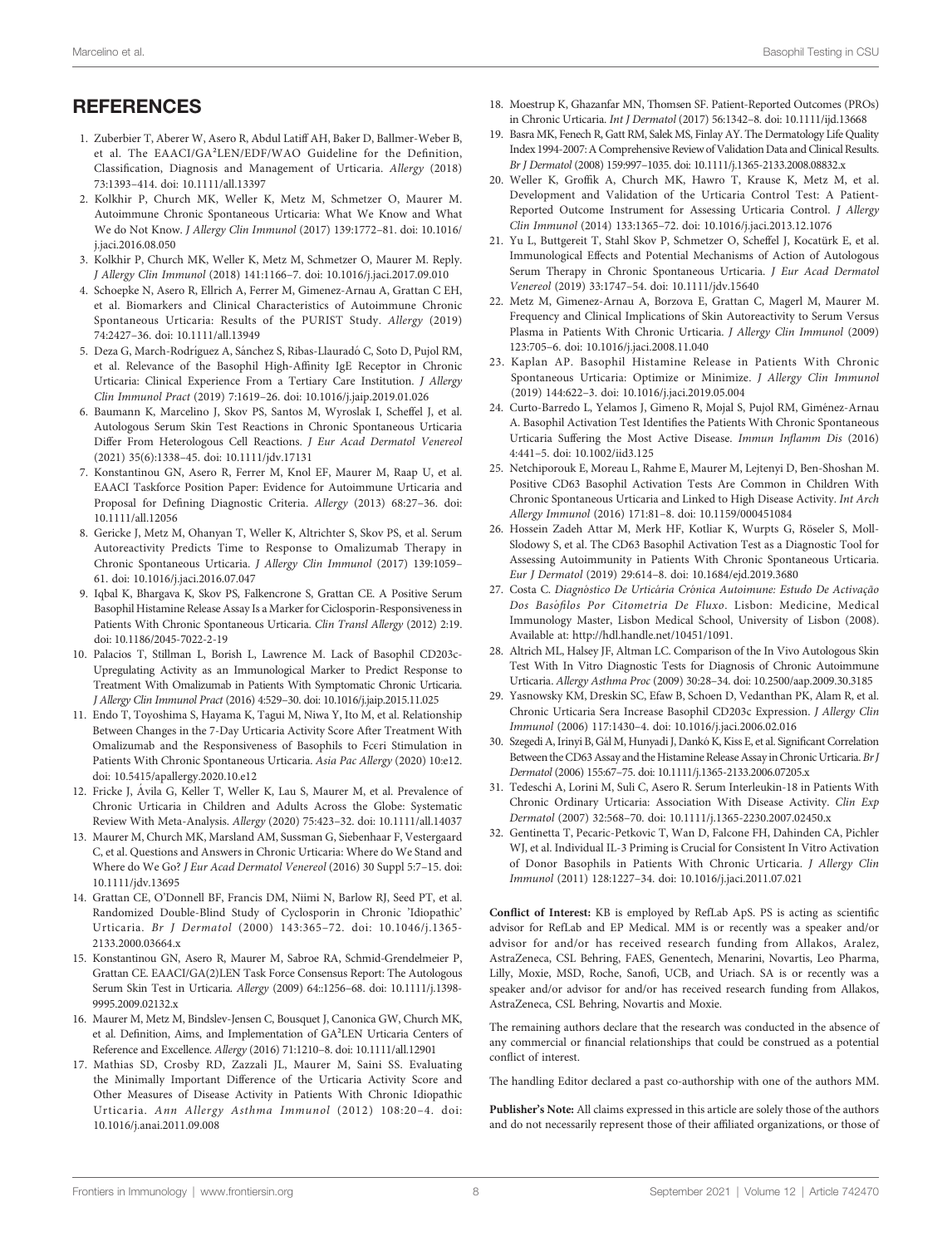## REFERENCES

1. Zuberbier T, Aberer W, Asero R, Abdul Latiff AH, Baker D, Ballmer-Weber B, et al. The EAACI/GA²LEN/EDF/WAO Guideline for the Definition, Classification, Diagnosis and Management of Urticaria. *Allergy* (2018) 73:1393–414. doi: 10.1111/all.13397
2. Kolkhir P, Church MK, Weller K, Metz M, Schmetzer O, Maurer M. Autoimmune Chronic Spontaneous Urticaria: What We Know and What We do Not Know. *J Allergy Clin Immunol* (2017) 139:1772–81. doi: 10.1016/j.jaci.2016.08.050
3. Kolkhir P, Church MK, Weller K, Metz M, Schmetzer O, Maurer M. Reply. *J Allergy Clin Immunol* (2018) 141:1166–7. doi: 10.1016/j.jaci.2017.09.010
4. Schoepke N, Asero R, Ellrich A, Ferrer M, Gimenez-Arnau A, Grattan C EH, et al. Biomarkers and Clinical Characteristics of Autoimmune Chronic Spontaneous Urticaria: Results of the PURIST Study. *Allergy* (2019) 74:2427–36. doi: 10.1111/all.13949
5. Deza G, March-Rodriguez A, Sánchez S, Ribas-Llauradó C, Soto D, Pujol RM, et al. Relevance of the Basophil High-Affinity IgE Receptor in Chronic Urticaria: Clinical Experience From a Tertiary Care Institution. *J Allergy Clin Immunol Pract* (2019) 7:1619–26. doi: 10.1016/j.jaip.2019.01.026
6. Baumann K, Marcelino J, Skov PS, Santos M, Wyroslak I, Scheffel J, et al. Autologous Serum Skin Test Reactions in Chronic Spontaneous Urticaria Differ From Heterologous Cell Reactions. *J Eur Acad Dermatol Venereol* (2021) 35(6):1338–45. doi: 10.1111/jdv.17131
7. Konstantinou GN, Asero R, Ferrer M, Knol EF, Maurer M, Raap U, et al. EAACI Taskforce Position Paper: Evidence for Autoimmune Urticaria and Proposal for Defining Diagnostic Criteria. *Allergy* (2013) 68:27–36. doi: 10.1111/all.12056
8. Gericke J, Metz M, Ohanyan T, Weller K, Altrichter S, Skov PS, et al. Serum Autoreactivity Predicts Time to Response to Omalizumab Therapy in Chronic Spontaneous Urticaria. *J Allergy Clin Immunol* (2017) 139:1059–61. doi: 10.1016/j.jaci.2016.07.047
9. Iqbal K, Bhargava K, Skov PS, Falkencrone S, Grattan CE. A Positive Serum Basophil Histamine Release Assay Is a Marker for Ciclosporin-Responsiveness in Patients With Chronic Spontaneous Urticaria. *Clin Transl Allergy* (2012) 2:19. doi: 10.1186/2045-7022-2-19
10. Palacios T, Stillman L, Borish L, Lawrence M. Lack of Basophil CD203c-Upregulating Activity as an Immunological Marker to Predict Response to Treatment With Omalizumab in Patients With Symptomatic Chronic Urticaria. *J Allergy Clin Immunol Pract* (2016) 4:529–30. doi: 10.1016/j.jaip.2015.11.025
11. Endo T, Toyoshima S, Hayama K, Tagui M, Niwa Y, Ito M, et al. Relationship Between Changes in the 7-Day Urticaria Activity Score After Treatment With Omalizumab and the Responsiveness of Basophils to Fcεri Stimulation in Patients With Chronic Spontaneous Urticaria. *Asia Pac Allergy* (2020) 10:e12. doi: 10.5415/apallergy.2020.10.e12
12. Fricke J, Ávila G, Keller T, Weller K, Lau S, Maurer M, et al. Prevalence of Chronic Urticaria in Children and Adults Across the Globe: Systematic Review With Meta-Analysis. *Allergy* (2020) 75:423–32. doi: 10.1111/all.14037
13. Maurer M, Church MK, Marsland AM, Sussman G, Siebenhaar F, Vestergaard C, et al. Questions and Answers in Chronic Urticaria: Where do We Stand and Where do We Go? *J Eur Acad Dermatol Venereol* (2016) 30 Suppl 5:7–15. doi: 10.1111/jdv.13695
14. Grattan CE, O'Donnell BF, Francis DM, Niimi N, Barlow RJ, Seed PT, et al. Randomized Double-Blind Study of Cyclosporin in Chronic 'Idiopathic' Urticaria. *Br J Dermatol* (2000) 143:365–72. doi: 10.1046/j.1365-2133.2000.03664.x
15. Konstantinou GN, Asero R, Maurer M, Sabroe RA, Schmid-Grendelmeier P, Grattan CE. EAACI/GA(2)LEN Task Force Consensus Report: The Autologous Serum Skin Test in Urticaria. *Allergy* (2009) 64::1256–68. doi: 10.1111/j.1398-9995.2009.02132.x
16. Maurer M, Metz M, Bindslev-Jensen C, Bousquet J, Canonica GW, Church MK, et al. Definition, Aims, and Implementation of GA²LEN Urticaria Centers of Reference and Excellence. *Allergy* (2016) 71:1210–8. doi: 10.1111/all.12901
17. Mathias SD, Crosby RD, Zazzali JL, Maurer M, Saini SS. Evaluating the Minimally Important Difference of the Urticaria Activity Score and Other Measures of Disease Activity in Patients With Chronic Idiopathic Urticaria. *Ann Allergy Asthma Immunol* (2012) 108:20–4. doi: 10.1016/j.anai.2011.09.008
18. Moestrup K, Ghazanfar MN, Thomsen SF. Patient-Reported Outcomes (PROs) in Chronic Urticaria. *Int J Dermatol* (2017) 56:1342–8. doi: 10.1111/ijd.13668
19. Basra MK, Fenech R, Gatt RM, Salek MS, Finlay AY. The Dermatology Life Quality Index 1994-2007: A Comprehensive Review of Validation Data and Clinical Results. *Br J Dermatol* (2008) 159:997–1035. doi: 10.1111/j.1365-2133.2008.08832.x
20. Weller K, Groffik A, Church MK, Hawro T, Krause K, Metz M, et al. Development and Validation of the Urticaria Control Test: A Patient-Reported Outcome Instrument for Assessing Urticaria Control. *J Allergy Clin Immunol* (2014) 133:1365–72. doi: 10.1016/j.jaci.2013.12.1076
21. Yu L, Buttgereit T, Stahl Skov P, Schmetzer O, Scheffel J, Kocatürk E, et al. Immunological Effects and Potential Mechanisms of Action of Autologous Serum Therapy in Chronic Spontaneous Urticaria. *J Eur Acad Dermatol Venereol* (2019) 33:1747–54. doi: 10.1111/jdv.15640
22. Metz M, Gimenez-Arnau A, Borzova E, Grattan C, Magerl M, Maurer M. Frequency and Clinical Implications of Skin Autoreactivity to Serum Versus Plasma in Patients With Chronic Urticaria. *J Allergy Clin Immunol* (2009) 123:705–6. doi: 10.1016/j.jaci.2008.11.040
23. Kaplan AP. Basophil Histamine Release in Patients With Chronic Spontaneous Urticaria: Optimize or Minimize. *J Allergy Clin Immunol* (2019) 144:622–3. doi: 10.1016/j.jaci.2019.05.004
24. Curto-Barredo L, Yelamos J, Gimeno R, Mojal S, Pujol RM, Giménez-Arnau A. Basophil Activation Test Identifies the Patients With Chronic Spontaneous Urticaria Suffering the Most Active Disease. *Immun Inflamm Dis* (2016) 4:441–5. doi: 10.1002/iid3.125
25. Netchiporouk E, Moreau L, Rahme E, Maurer M, Lejtenyi D, Ben-Shoshan M. Positive CD63 Basophil Activation Tests Are Common in Children With Chronic Spontaneous Urticaria and Linked to High Disease Activity. *Int Arch Allergy Immunol* (2016) 171:81–8. doi: 10.1159/000451084
26. Hossein Zadeh Attar M, Merk HF, Kotliar K, Wurpts G, Röseler S, Moll-Slodowy S, et al. The CD63 Basophil Activation Test as a Diagnostic Tool for Assessing Autoimmunity in Patients With Chronic Spontaneous Urticaria. *Eur J Dermatol* (2019) 29:614–8. doi: 10.1684/ejd.2019.3680
27. Costa C. *Diagnóstico De Urticária Crónica Autoimune: Estudo De Activação Dos Basófilos Por Citometria De Fluxo*. Lisbon: Medicine, Medical Immunology Master, Lisbon Medical School, University of Lisbon (2008). Available at: http://hdl.handle.net/10451/1091.
28. Altrich ML, Halsey JF, Altman LC. Comparison of the In Vivo Autologous Skin Test With In Vitro Diagnostic Tests for Diagnosis of Chronic Autoimmune Urticaria. *Allergy Asthma Proc* (2009) 30:28–34. doi: 10.2500/aap.2009.30.3185
29. Yasnowsky KM, Dreskin SC, Efaw B, Schoen D, Vedanthan PK, Alam R, et al. Chronic Urticaria Sera Increase Basophil CD203c Expression. *J Allergy Clin Immunol* (2006) 117:1430–4. doi: 10.1016/j.jaci.2006.02.016
30. Szegedi A, Irinyi B, Gál M, Hunyadi J, Dankó K, Kiss E, et al. Significant Correlation Between the CD63 Assay and the Histamine Release Assay in Chronic Urticaria. *Br J Dermatol* (2006) 155:67–75. doi: 10.1111/j.1365-2133.2006.07205.x
31. Tedeschi A, Lorini M, Suli C, Asero R. Serum Interleukin-18 in Patients With Chronic Ordinary Urticaria: Association With Disease Activity. *Clin Exp Dermatol* (2007) 32:568–70. doi: 10.1111/j.1365-2230.2007.02450.x
32. Gentinetta T, Pecaric-Petkovic T, Wan D, Falcone FH, Dahinden CA, Pichler WJ, et al. Individual IL-3 Priming is Crucial for Consistent In Vitro Activation of Donor Basophils in Patients With Chronic Urticaria. *J Allergy Clin Immunol* (2011) 128:1227–34. doi: 10.1016/j.jaci.2011.07.021

**Conflict of Interest:** KB is employed by RefLab ApS. PS is acting as scientific advisor for RefLab and EP Medical. MM is or recently was a speaker and/or advisor for and/or has received research funding from Allakos, Aralez, AstraZeneca, CSL Behring, FAES, Genentech, Menarini, Novartis, Leo Pharma, Lilly, Moxie, MSD, Roche, Sanofi, UCB, and Uriach. SA is or recently was a speaker and/or advisor for and/or has received research funding from Allakos, AstraZeneca, CSL Behring, Novartis and Moxie.

The remaining authors declare that the research was conducted in the absence of any commercial or financial relationships that could be construed as a potential conflict of interest.

The handling Editor declared a past co-authorship with one of the authors MM.

**Publisher's Note:** All claims expressed in this article are solely those of the authors and do not necessarily represent those of their affiliated organizations, or those of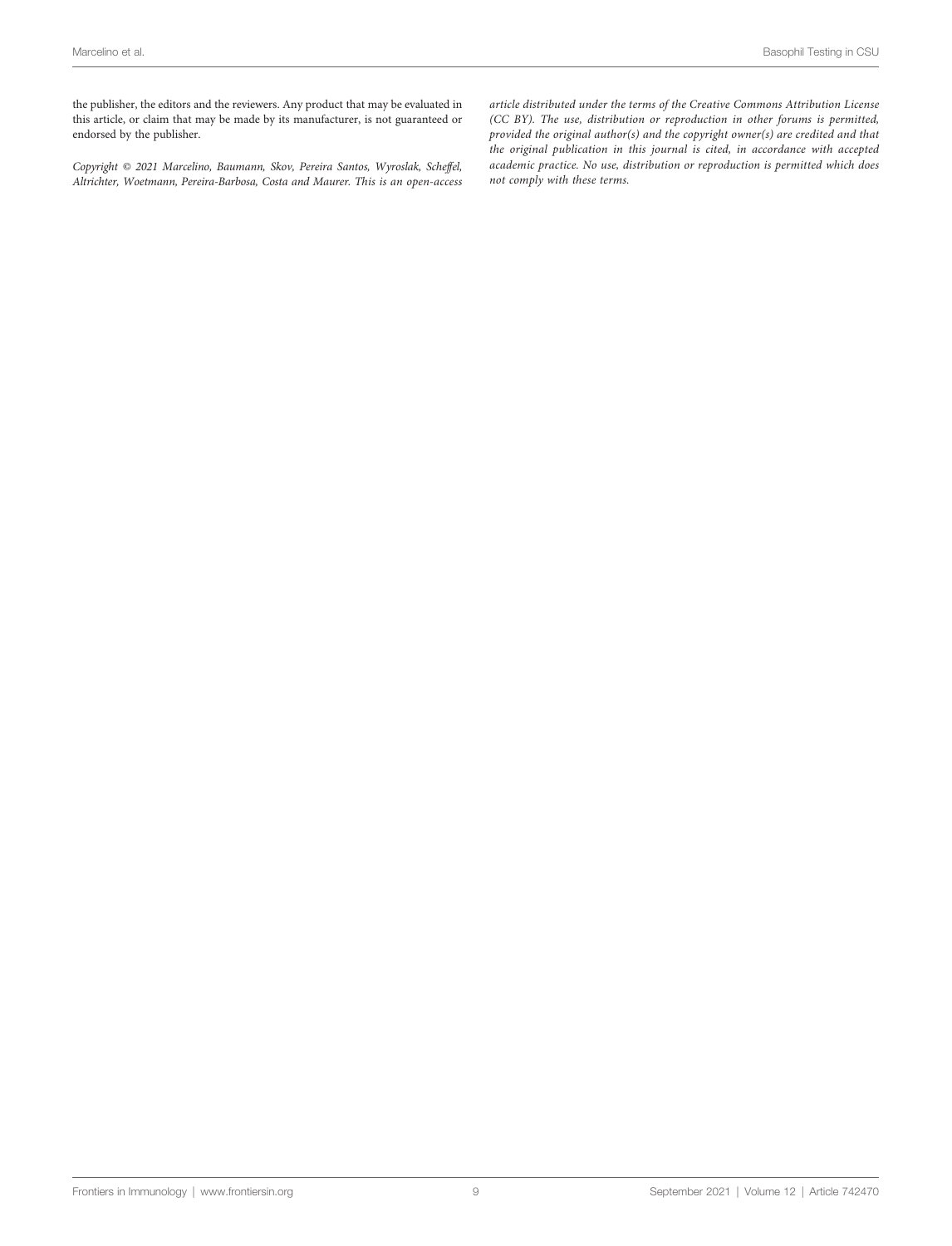the publisher, the editors and the reviewers. Any product that may be evaluated in this article, or claim that may be made by its manufacturer, is not guaranteed or endorsed by the publisher.

*Copyright © 2021 Marcelino, Baumann, Skov, Pereira Santos, Wyroslak, Scheffel, Altrichter, Woetmann, Pereira-Barbosa, Costa and Maurer. This is an open-access article distributed under the terms of the Creative Commons Attribution License (CC BY). The use, distribution or reproduction in other forums is permitted, provided the original author(s) and the copyright owner(s) are credited and that the original publication in this journal is cited, in accordance with accepted academic practice. No use, distribution or reproduction is permitted which does not comply with these terms.*